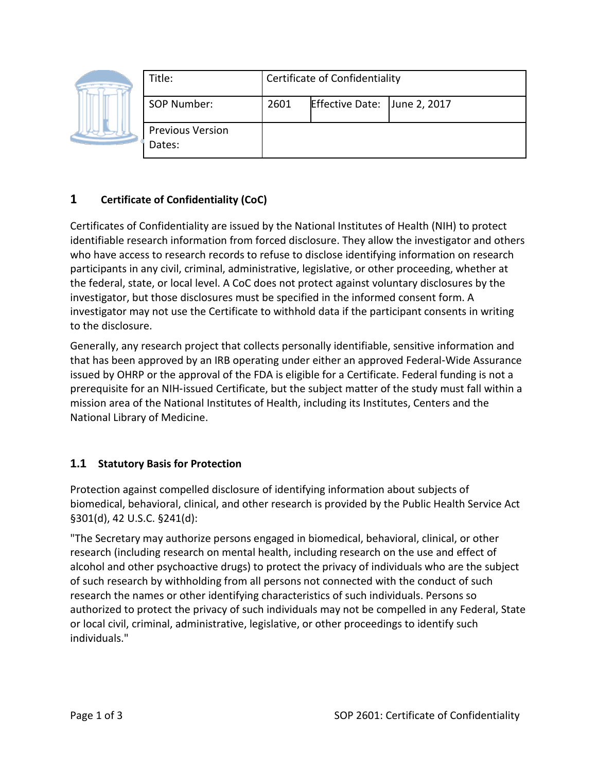| Title: | Certificate of Confidentiality | | |
|---|---|---|---|
| SOP Number: | 2601 | Effective Date: | June 2, 2017 |
| Previous Version Dates: | | | |

# 1 Certificate of Confidentiality (CoC)

Certificates of Confidentiality are issued by the National Institutes of Health (NIH) to protect identifiable research information from forced disclosure. They allow the investigator and others who have access to research records to refuse to disclose identifying information on research participants in any civil, criminal, administrative, legislative, or other proceeding, whether at the federal, state, or local level. A CoC does not protect against voluntary disclosures by the investigator, but those disclosures must be specified in the informed consent form. A investigator may not use the Certificate to withhold data if the participant consents in writing to the disclosure.

Generally, any research project that collects personally identifiable, sensitive information and that has been approved by an IRB operating under either an approved Federal-Wide Assurance issued by OHRP or the approval of the FDA is eligible for a Certificate. Federal funding is not a prerequisite for an NIH-issued Certificate, but the subject matter of the study must fall within a mission area of the National Institutes of Health, including its Institutes, Centers and the National Library of Medicine.

## 1.1 Statutory Basis for Protection

Protection against compelled disclosure of identifying information about subjects of biomedical, behavioral, clinical, and other research is provided by the Public Health Service Act §301(d), 42 U.S.C. §241(d):

"The Secretary may authorize persons engaged in biomedical, behavioral, clinical, or other research (including research on mental health, including research on the use and effect of alcohol and other psychoactive drugs) to protect the privacy of individuals who are the subject of such research by withholding from all persons not connected with the conduct of such research the names or other identifying characteristics of such individuals. Persons so authorized to protect the privacy of such individuals may not be compelled in any Federal, State or local civil, criminal, administrative, legislative, or other proceedings to identify such individuals."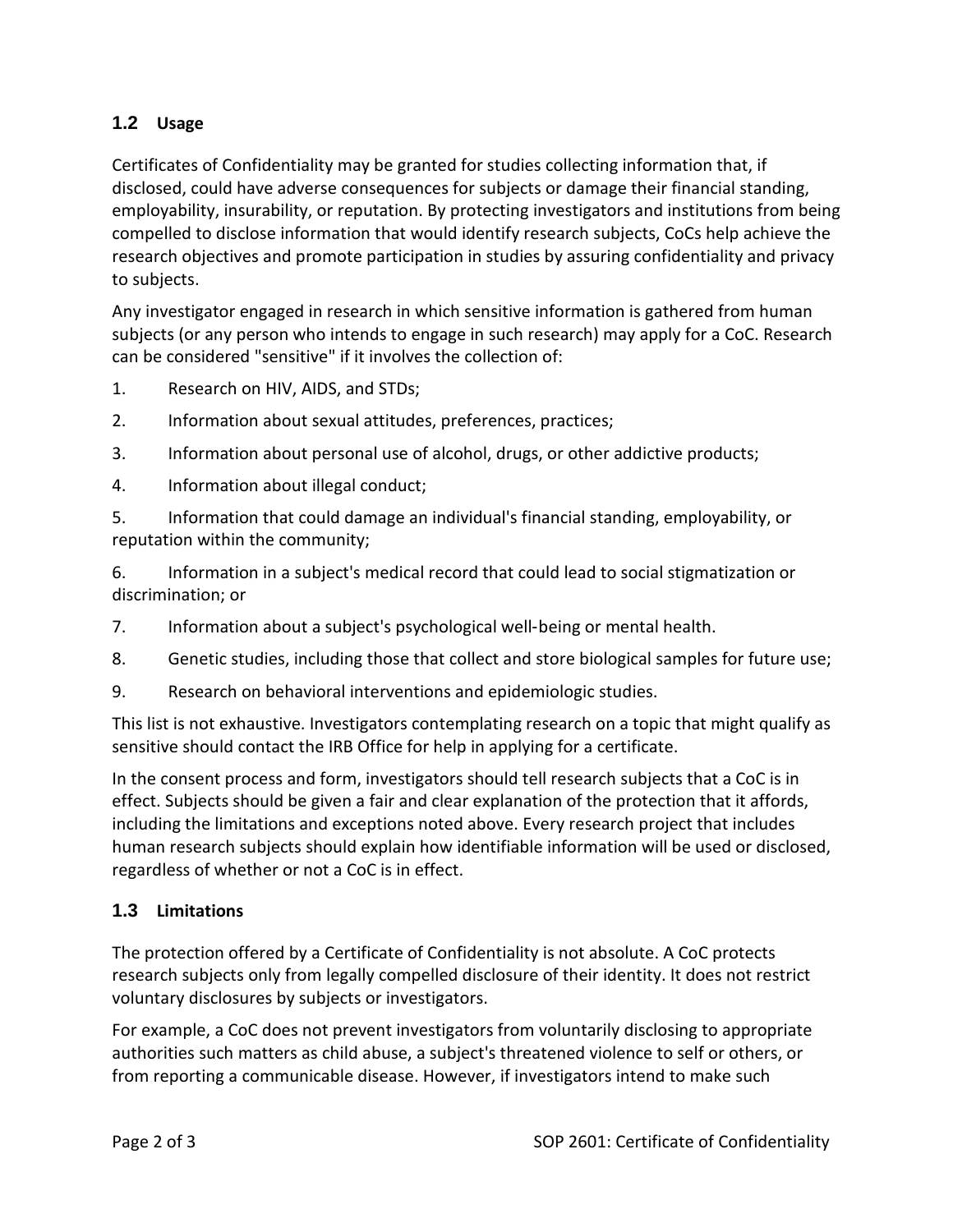## 1.2 Usage

Certificates of Confidentiality may be granted for studies collecting information that, if disclosed, could have adverse consequences for subjects or damage their financial standing, employability, insurability, or reputation. By protecting investigators and institutions from being compelled to disclose information that would identify research subjects, CoCs help achieve the research objectives and promote participation in studies by assuring confidentiality and privacy to subjects.

Any investigator engaged in research in which sensitive information is gathered from human subjects (or any person who intends to engage in such research) may apply for a CoC. Research can be considered "sensitive" if it involves the collection of:

1. Research on HIV, AIDS, and STDs;
2. Information about sexual attitudes, preferences, practices;
3. Information about personal use of alcohol, drugs, or other addictive products;
4. Information about illegal conduct;
5. Information that could damage an individual's financial standing, employability, or reputation within the community;
6. Information in a subject's medical record that could lead to social stigmatization or discrimination; or
7. Information about a subject's psychological well-being or mental health.
8. Genetic studies, including those that collect and store biological samples for future use;
9. Research on behavioral interventions and epidemiologic studies.

This list is not exhaustive. Investigators contemplating research on a topic that might qualify as sensitive should contact the IRB Office for help in applying for a certificate.

In the consent process and form, investigators should tell research subjects that a CoC is in effect. Subjects should be given a fair and clear explanation of the protection that it affords, including the limitations and exceptions noted above. Every research project that includes human research subjects should explain how identifiable information will be used or disclosed, regardless of whether or not a CoC is in effect.

## 1.3 Limitations

The protection offered by a Certificate of Confidentiality is not absolute. A CoC protects research subjects only from legally compelled disclosure of their identity. It does not restrict voluntary disclosures by subjects or investigators.

For example, a CoC does not prevent investigators from voluntarily disclosing to appropriate authorities such matters as child abuse, a subject's threatened violence to self or others, or from reporting a communicable disease. However, if investigators intend to make such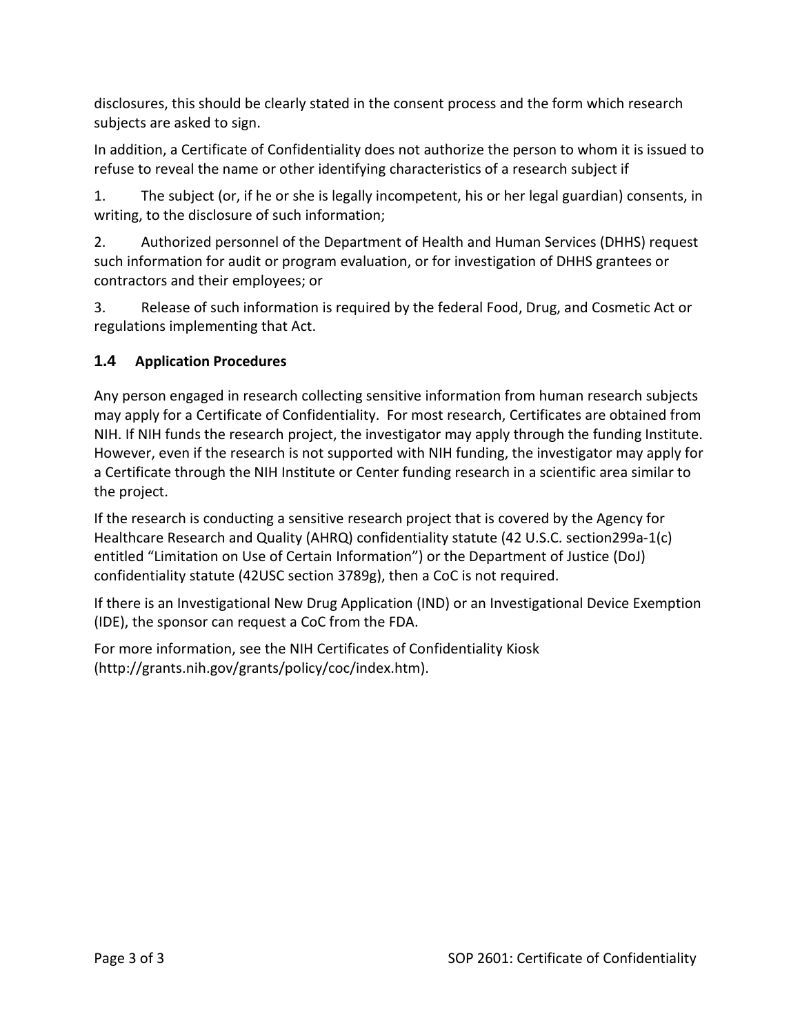disclosures, this should be clearly stated in the consent process and the form which research subjects are asked to sign.

In addition, a Certificate of Confidentiality does not authorize the person to whom it is issued to refuse to reveal the name or other identifying characteristics of a research subject if

1. The subject (or, if he or she is legally incompetent, his or her legal guardian) consents, in writing, to the disclosure of such information;
2. Authorized personnel of the Department of Health and Human Services (DHHS) request such information for audit or program evaluation, or for investigation of DHHS grantees or contractors and their employees; or
3. Release of such information is required by the federal Food, Drug, and Cosmetic Act or regulations implementing that Act.

## 1.4 Application Procedures

Any person engaged in research collecting sensitive information from human research subjects may apply for a Certificate of Confidentiality. For most research, Certificates are obtained from NIH. If NIH funds the research project, the investigator may apply through the funding Institute. However, even if the research is not supported with NIH funding, the investigator may apply for a Certificate through the NIH Institute or Center funding research in a scientific area similar to the project.

If the research is conducting a sensitive research project that is covered by the Agency for Healthcare Research and Quality (AHRQ) confidentiality statute (42 U.S.C. section299a-1(c) entitled "Limitation on Use of Certain Information") or the Department of Justice (DoJ) confidentiality statute (42USC section 3789g), then a CoC is not required.

If there is an Investigational New Drug Application (IND) or an Investigational Device Exemption (IDE), the sponsor can request a CoC from the FDA.

For more information, see the NIH Certificates of Confidentiality Kiosk (http://grants.nih.gov/grants/policy/coc/index.htm).